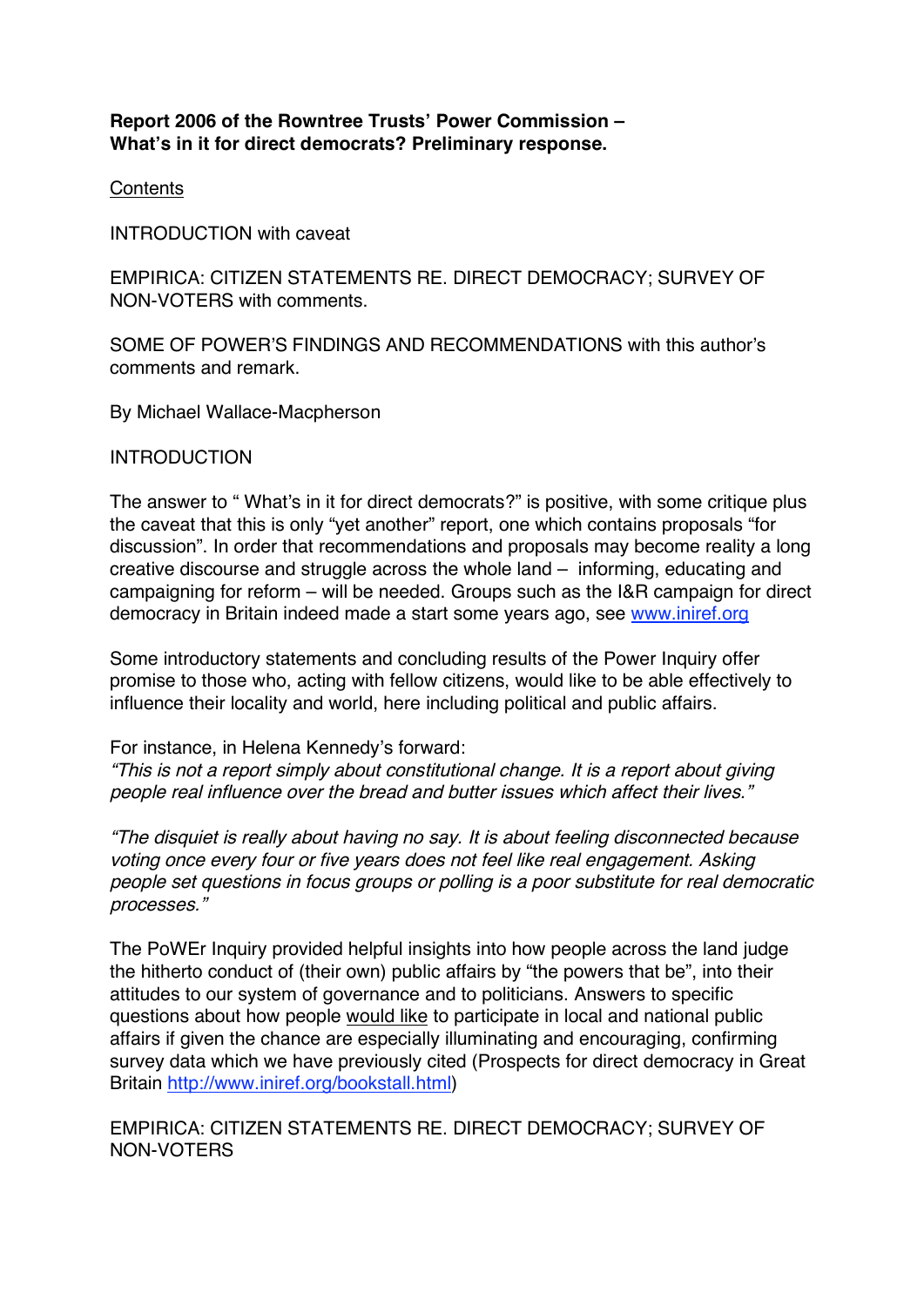**Report 2006 of the Rowntree Trusts' Power Commission – What's in it for direct democrats? Preliminary response.**

Contents

INTRODUCTION with caveat

EMPIRICA: CITIZEN STATEMENTS RE. DIRECT DEMOCRACY; SURVEY OF NON-VOTERS with comments.

SOME OF POWER'S FINDINGS AND RECOMMENDATIONS with this author's comments and remark.

By Michael Wallace-Macpherson

## INTRODUCTION

The answer to " What's in it for direct democrats?" is positive, with some critique plus the caveat that this is only "yet another" report, one which contains proposals "for discussion". In order that recommendations and proposals may become reality a long creative discourse and struggle across the whole land – informing, educating and campaigning for reform – will be needed. Groups such as the I&R campaign for direct democracy in Britain indeed made a start some years ago, see www.iniref.org

Some introductory statements and concluding results of the Power Inquiry offer promise to those who, acting with fellow citizens, would like to be able effectively to influence their locality and world, here including political and public affairs.

For instance, in Helena Kennedy's forward:
*"This is not a report simply about constitutional change. It is a report about giving people real influence over the bread and butter issues which affect their lives."*

*"The disquiet is really about having no say. It is about feeling disconnected because voting once every four or five years does not feel like real engagement. Asking people set questions in focus groups or polling is a poor substitute for real democratic processes."*

The PoWEr Inquiry provided helpful insights into how people across the land judge the hitherto conduct of (their own) public affairs by "the powers that be", into their attitudes to our system of governance and to politicians. Answers to specific questions about how people would like to participate in local and national public affairs if given the chance are especially illuminating and encouraging, confirming survey data which we have previously cited (Prospects for direct democracy in Great Britain http://www.iniref.org/bookstall.html)

## EMPIRICA: CITIZEN STATEMENTS RE. DIRECT DEMOCRACY; SURVEY OF NON-VOTERS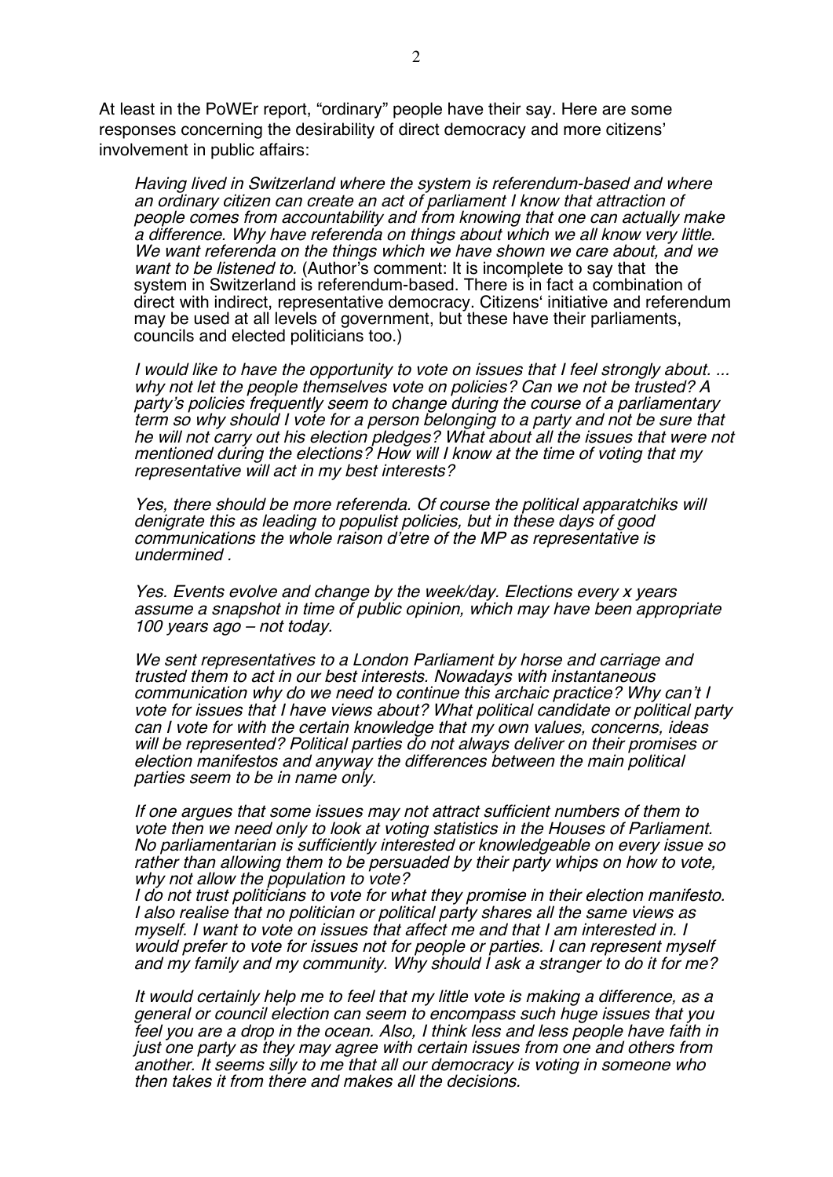At least in the PoWEr report, "ordinary" people have their say. Here are some responses concerning the desirability of direct democracy and more citizens' involvement in public affairs:

> *Having lived in Switzerland where the system is referendum-based and where an ordinary citizen can create an act of parliament I know that attraction of people comes from accountability and from knowing that one can actually make a difference. Why have referenda on things about which we all know very little. We want referenda on the things which we have shown we care about, and we want to be listened to.* (Author's comment: It is incomplete to say that the system in Switzerland is referendum-based. There is in fact a combination of direct with indirect, representative democracy. Citizens' initiative and referendum may be used at all levels of government, but these have their parliaments, councils and elected politicians too.)
>
> *I would like to have the opportunity to vote on issues that I feel strongly about. ... why not let the people themselves vote on policies? Can we not be trusted? A party's policies frequently seem to change during the course of a parliamentary term so why should I vote for a person belonging to a party and not be sure that he will not carry out his election pledges? What about all the issues that were not mentioned during the elections? How will I know at the time of voting that my representative will act in my best interests?*
>
> *Yes, there should be more referenda. Of course the political apparatchiks will denigrate this as leading to populist policies, but in these days of good communications the whole raison d'etre of the MP as representative is undermined .*
>
> *Yes. Events evolve and change by the week/day. Elections every x years assume a snapshot in time of public opinion, which may have been appropriate 100 years ago – not today.*
>
> *We sent representatives to a London Parliament by horse and carriage and trusted them to act in our best interests. Nowadays with instantaneous communication why do we need to continue this archaic practice? Why can't I vote for issues that I have views about? What political candidate or political party can I vote for with the certain knowledge that my own values, concerns, ideas will be represented? Political parties do not always deliver on their promises or election manifestos and anyway the differences between the main political parties seem to be in name only.*
>
> *If one argues that some issues may not attract sufficient numbers of them to vote then we need only to look at voting statistics in the Houses of Parliament. No parliamentarian is sufficiently interested or knowledgeable on every issue so rather than allowing them to be persuaded by their party whips on how to vote, why not allow the population to vote?*
> *I do not trust politicians to vote for what they promise in their election manifesto. I also realise that no politician or political party shares all the same views as myself. I want to vote on issues that affect me and that I am interested in. I would prefer to vote for issues not for people or parties. I can represent myself and my family and my community. Why should I ask a stranger to do it for me?*
>
> *It would certainly help me to feel that my little vote is making a difference, as a general or council election can seem to encompass such huge issues that you feel you are a drop in the ocean. Also, I think less and less people have faith in just one party as they may agree with certain issues from one and others from another. It seems silly to me that all our democracy is voting in someone who then takes it from there and makes all the decisions.*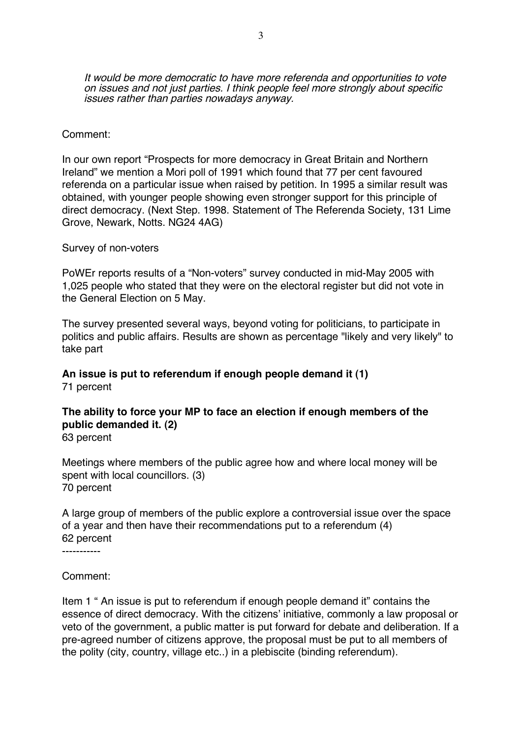*It would be more democratic to have more referenda and opportunities to vote on issues and not just parties. I think people feel more strongly about specific issues rather than parties nowadays anyway.*

Comment:

In our own report "Prospects for more democracy in Great Britain and Northern Ireland" we mention a Mori poll of 1991 which found that 77 per cent favoured referenda on a particular issue when raised by petition. In 1995 a similar result was obtained, with younger people showing even stronger support for this principle of direct democracy. (Next Step. 1998. Statement of The Referenda Society, 131 Lime Grove, Newark, Notts. NG24 4AG)

Survey of non-voters

PoWEr reports results of a "Non-voters" survey conducted in mid-May 2005 with 1,025 people who stated that they were on the electoral register but did not vote in the General Election on 5 May.

The survey presented several ways, beyond voting for politicians, to participate in politics and public affairs. Results are shown as percentage "likely and very likely" to take part

**An issue is put to referendum if enough people demand it (1)**
71 percent

**The ability to force your MP to face an election if enough members of the public demanded it. (2)**
63 percent

Meetings where members of the public agree how and where local money will be spent with local councillors. (3)
70 percent

A large group of members of the public explore a controversial issue over the space of a year and then have their recommendations put to a referendum (4)
62 percent

-----------

Comment:

Item 1 " An issue is put to referendum if enough people demand it" contains the essence of direct democracy. With the citizens' initiative, commonly a law proposal or veto of the government, a public matter is put forward for debate and deliberation. If a pre-agreed number of citizens approve, the proposal must be put to all members of the polity (city, country, village etc..) in a plebiscite (binding referendum).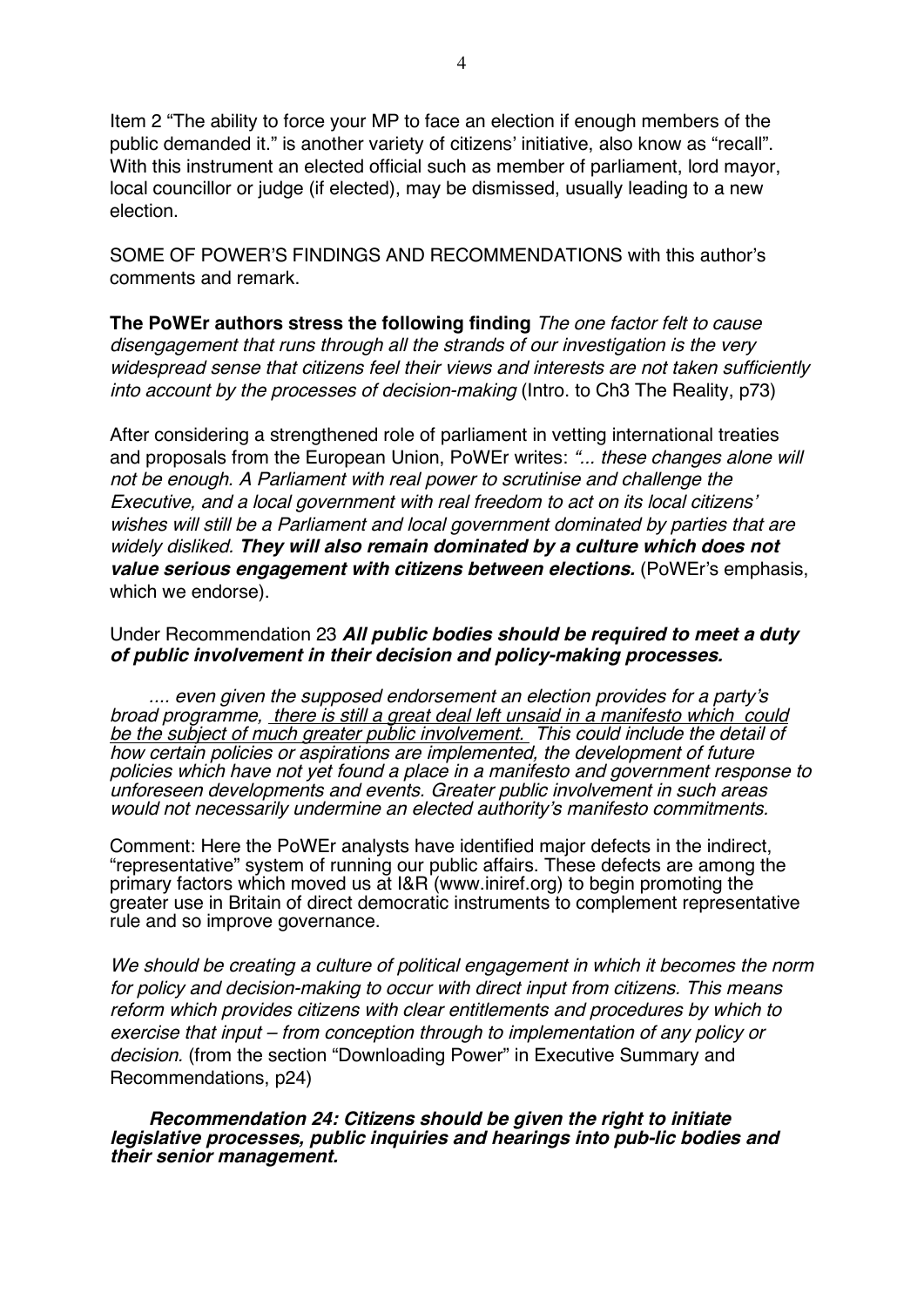Item 2 "The ability to force your MP to face an election if enough members of the public demanded it." is another variety of citizens' initiative, also know as "recall". With this instrument an elected official such as member of parliament, lord mayor, local councillor or judge (if elected), may be dismissed, usually leading to a new election.

SOME OF POWER'S FINDINGS AND RECOMMENDATIONS with this author's comments and remark.

**The PoWEr authors stress the following finding** *The one factor felt to cause disengagement that runs through all the strands of our investigation is the very widespread sense that citizens feel their views and interests are not taken sufficiently into account by the processes of decision-making* (Intro. to Ch3 The Reality, p73)

After considering a strengthened role of parliament in vetting international treaties and proposals from the European Union, PoWEr writes: *"... these changes alone will not be enough. A Parliament with real power to scrutinise and challenge the Executive, and a local government with real freedom to act on its local citizens' wishes will still be a Parliament and local government dominated by parties that are widely disliked.* ***They will also remain dominated by a culture which does not value serious engagement with citizens between elections.*** (PoWEr's emphasis, which we endorse).

Under Recommendation 23 ***All public bodies should be required to meet a duty of public involvement in their decision and policy-making processes.***

> *.... even given the supposed endorsement an election provides for a party's broad programme, there is still a great deal left unsaid in a manifesto which could be the subject of much greater public involvement. This could include the detail of how certain policies or aspirations are implemented, the development of future policies which have not yet found a place in a manifesto and government response to unforeseen developments and events. Greater public involvement in such areas would not necessarily undermine an elected authority's manifesto commitments.*

Comment: Here the PoWEr analysts have identified major defects in the indirect, "representative" system of running our public affairs. These defects are among the primary factors which moved us at I&R (www.iniref.org) to begin promoting the greater use in Britain of direct democratic instruments to complement representative rule and so improve governance.

*We should be creating a culture of political engagement in which it becomes the norm for policy and decision-making to occur with direct input from citizens. This means reform which provides citizens with clear entitlements and procedures by which to exercise that input – from conception through to implementation of any policy or decision.* (from the section "Downloading Power" in Executive Summary and Recommendations, p24)

> ***Recommendation 24: Citizens should be given the right to initiate legislative processes, public inquiries and hearings into pub-lic bodies and their senior management.***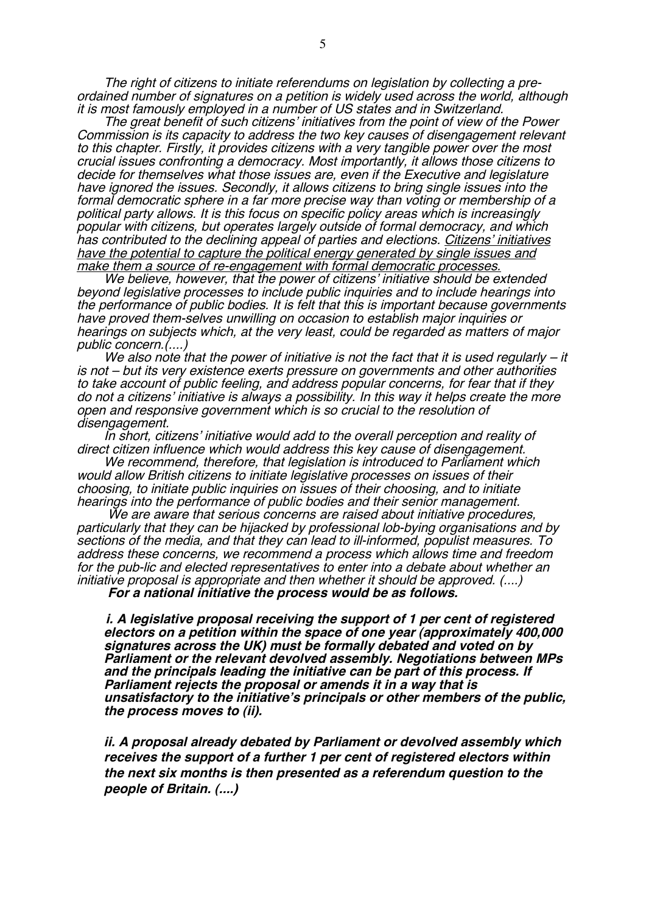*The right of citizens to initiate referendums on legislation by collecting a pre-ordained number of signatures on a petition is widely used across the world, although it is most famously employed in a number of US states and in Switzerland.*

*The great benefit of such citizens' initiatives from the point of view of the Power Commission is its capacity to address the two key causes of disengagement relevant to this chapter. Firstly, it provides citizens with a very tangible power over the most crucial issues confronting a democracy. Most importantly, it allows those citizens to decide for themselves what those issues are, even if the Executive and legislature have ignored the issues. Secondly, it allows citizens to bring single issues into the formal democratic sphere in a far more precise way than voting or membership of a political party allows. It is this focus on specific policy areas which is increasingly popular with citizens, but operates largely outside of formal democracy, and which has contributed to the declining appeal of parties and elections. <u>Citizens' initiatives have the potential to capture the political energy generated by single issues and make them a source of re-engagement with formal democratic processes.</u>*

*We believe, however, that the power of citizens' initiative should be extended beyond legislative processes to include public inquiries and to include hearings into the performance of public bodies. It is felt that this is important because governments have proved them-selves unwilling on occasion to establish major inquiries or hearings on subjects which, at the very least, could be regarded as matters of major public concern.(....)*

*We also note that the power of initiative is not the fact that it is used regularly – it is not – but its very existence exerts pressure on governments and other authorities to take account of public feeling, and address popular concerns, for fear that if they do not a citizens' initiative is always a possibility. In this way it helps create the more open and responsive government which is so crucial to the resolution of disengagement.*

*In short, citizens' initiative would add to the overall perception and reality of direct citizen influence which would address this key cause of disengagement.*

*We recommend, therefore, that legislation is introduced to Parliament which would allow British citizens to initiate legislative processes on issues of their choosing, to initiate public inquiries on issues of their choosing, and to initiate hearings into the performance of public bodies and their senior management.*

*We are aware that serious concerns are raised about initiative procedures, particularly that they can be hijacked by professional lob-bying organisations and by sections of the media, and that they can lead to ill-informed, populist measures. To address these concerns, we recommend a process which allows time and freedom for the pub-lic and elected representatives to enter into a debate about whether an initiative proposal is appropriate and then whether it should be approved. (....)*

***For a national initiative the process would be as follows.***

***i. A legislative proposal receiving the support of 1 per cent of registered electors on a petition within the space of one year (approximately 400,000 signatures across the UK) must be formally debated and voted on by Parliament or the relevant devolved assembly. Negotiations between MPs and the principals leading the initiative can be part of this process. If Parliament rejects the proposal or amends it in a way that is unsatisfactory to the initiative's principals or other members of the public, the process moves to (ii).***

***ii. A proposal already debated by Parliament or devolved assembly which receives the support of a further 1 per cent of registered electors within the next six months is then presented as a referendum question to the people of Britain. (....)***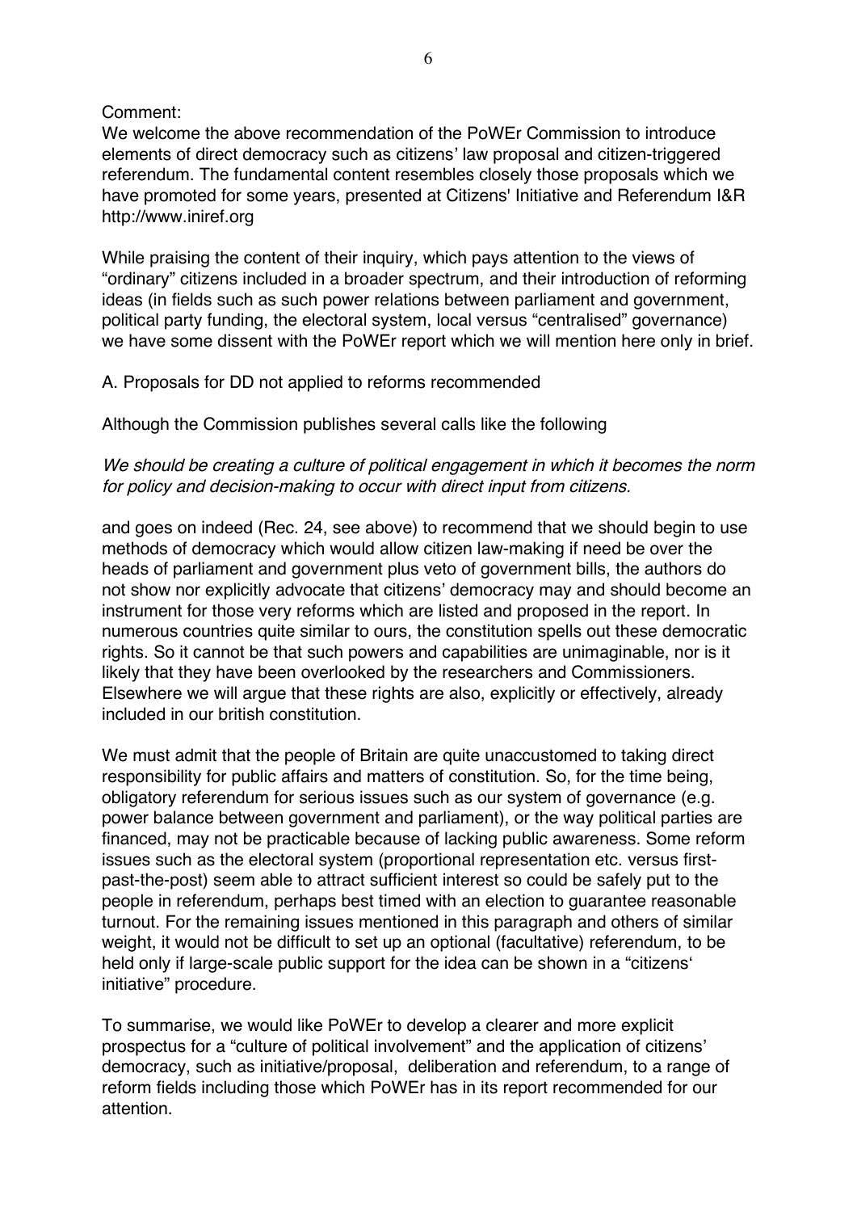Comment:
We welcome the above recommendation of the PoWEr Commission to introduce elements of direct democracy such as citizens' law proposal and citizen-triggered referendum. The fundamental content resembles closely those proposals which we have promoted for some years, presented at Citizens' Initiative and Referendum I&R http://www.iniref.org

While praising the content of their inquiry, which pays attention to the views of "ordinary" citizens included in a broader spectrum, and their introduction of reforming ideas (in fields such as such power relations between parliament and government, political party funding, the electoral system, local versus "centralised" governance) we have some dissent with the PoWEr report which we will mention here only in brief.

A. Proposals for DD not applied to reforms recommended

Although the Commission publishes several calls like the following

*We should be creating a culture of political engagement in which it becomes the norm for policy and decision-making to occur with direct input from citizens.*

and goes on indeed (Rec. 24, see above) to recommend that we should begin to use methods of democracy which would allow citizen law-making if need be over the heads of parliament and government plus veto of government bills, the authors do not show nor explicitly advocate that citizens' democracy may and should become an instrument for those very reforms which are listed and proposed in the report. In numerous countries quite similar to ours, the constitution spells out these democratic rights. So it cannot be that such powers and capabilities are unimaginable, nor is it likely that they have been overlooked by the researchers and Commissioners. Elsewhere we will argue that these rights are also, explicitly or effectively, already included in our british constitution.

We must admit that the people of Britain are quite unaccustomed to taking direct responsibility for public affairs and matters of constitution. So, for the time being, obligatory referendum for serious issues such as our system of governance (e.g. power balance between government and parliament), or the way political parties are financed, may not be practicable because of lacking public awareness. Some reform issues such as the electoral system (proportional representation etc. versus first-past-the-post) seem able to attract sufficient interest so could be safely put to the people in referendum, perhaps best timed with an election to guarantee reasonable turnout. For the remaining issues mentioned in this paragraph and others of similar weight, it would not be difficult to set up an optional (facultative) referendum, to be held only if large-scale public support for the idea can be shown in a "citizens' initiative" procedure.

To summarise, we would like PoWEr to develop a clearer and more explicit prospectus for a "culture of political involvement" and the application of citizens' democracy, such as initiative/proposal, deliberation and referendum, to a range of reform fields including those which PoWEr has in its report recommended for our attention.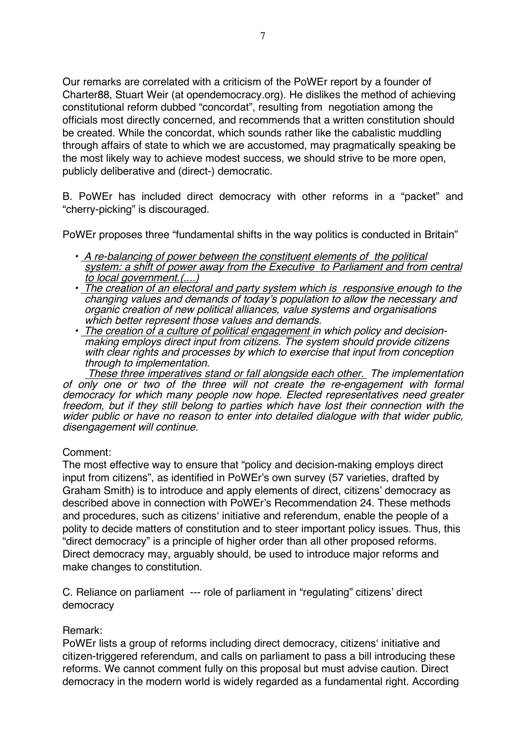Our remarks are correlated with a criticism of the PoWEr report by a founder of Charter88, Stuart Weir (at opendemocracy.org). He dislikes the method of achieving constitutional reform dubbed "concordat", resulting from negotiation among the officials most directly concerned, and recommends that a written constitution should be created. While the concordat, which sounds rather like the cabalistic muddling through affairs of state to which we are accustomed, may pragmatically speaking be the most likely way to achieve modest success, we should strive to be more open, publicly deliberative and (direct-) democratic.

B. PoWEr has included direct democracy with other reforms in a "packet" and "cherry-picking" is discouraged.

PoWEr proposes three "fundamental shifts in the way politics is conducted in Britain"

- *A re-balancing of power between the constituent elements of the political system: a shift of power away from the Executive to Parliament and from central to local government.(....)*
- *The creation of an electoral and party system which is responsive enough to the changing values and demands of today's population to allow the necessary and organic creation of new political alliances, value systems and organisations which better represent those values and demands.*
- *The creation of a culture of political engagement in which policy and decision-making employs direct input from citizens. The system should provide citizens with clear rights and processes by which to exercise that input from conception through to implementation.*

*These three imperatives stand or fall alongside each other. The implementation of only one or two of the three will not create the re-engagement with formal democracy for which many people now hope. Elected representatives need greater freedom, but if they still belong to parties which have lost their connection with the wider public or have no reason to enter into detailed dialogue with that wider public, disengagement will continue.*

Comment:

The most effective way to ensure that "policy and decision-making employs direct input from citizens", as identified in PoWEr's own survey (57 varieties, drafted by Graham Smith) is to introduce and apply elements of direct, citizens' democracy as described above in connection with PoWEr's Recommendation 24. These methods and procedures, such as citizens' initiative and referendum, enable the people of a polity to decide matters of constitution and to steer important policy issues. Thus, this "direct democracy" is a principle of higher order than all other proposed reforms. Direct democracy may, arguably should, be used to introduce major reforms and make changes to constitution.

C. Reliance on parliament --- role of parliament in "regulating" citizens' direct democracy

Remark:

PoWEr lists a group of reforms including direct democracy, citizens' initiative and citizen-triggered referendum, and calls on parliament to pass a bill introducing these reforms. We cannot comment fully on this proposal but must advise caution. Direct democracy in the modern world is widely regarded as a fundamental right. According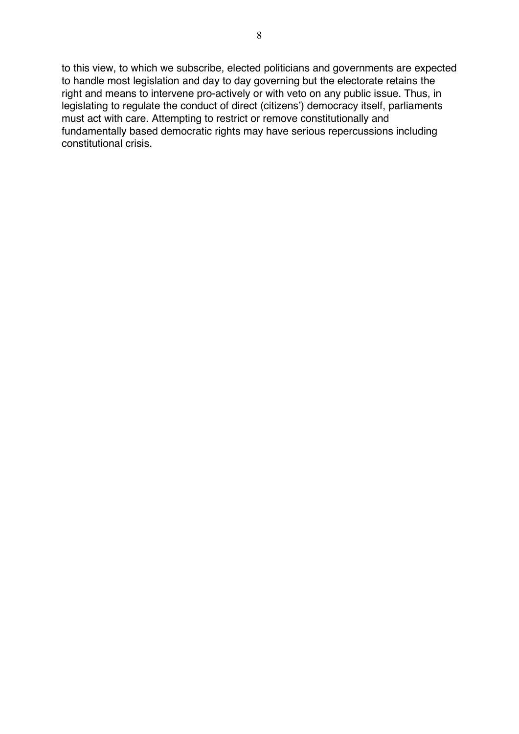to this view, to which we subscribe, elected politicians and governments are expected to handle most legislation and day to day governing but the electorate retains the right and means to intervene pro-actively or with veto on any public issue. Thus, in legislating to regulate the conduct of direct (citizens') democracy itself, parliaments must act with care. Attempting to restrict or remove constitutionally and fundamentally based democratic rights may have serious repercussions including constitutional crisis.